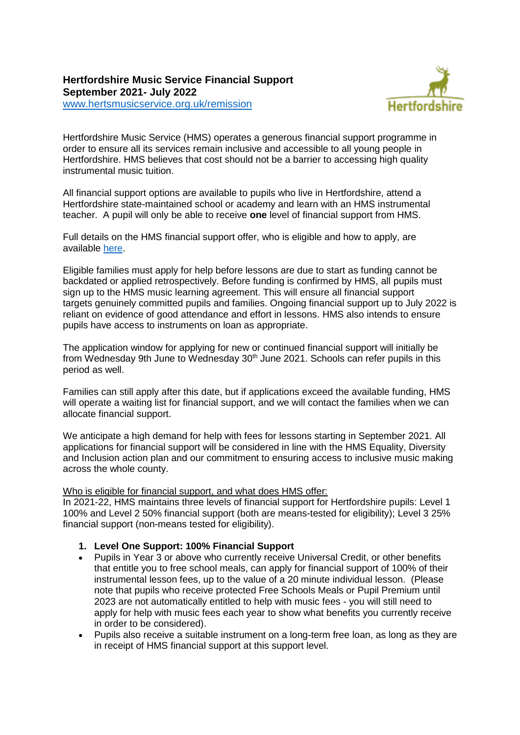**Hertfordshire Music Service Financial Support**
**September 2021- July 2022**
[www.hertsmusicservice.org.uk/remission](www.hertsmusicservice.org.uk/remission)

Hertfordshire Music Service (HMS) operates a generous financial support programme in order to ensure all its services remain inclusive and accessible to all young people in Hertfordshire. HMS believes that cost should not be a barrier to accessing high quality instrumental music tuition.

All financial support options are available to pupils who live in Hertfordshire, attend a Hertfordshire state-maintained school or academy and learn with an HMS instrumental teacher. A pupil will only be able to receive **one** level of financial support from HMS.

Full details on the HMS financial support offer, who is eligible and how to apply, are available here.

Eligible families must apply for help before lessons are due to start as funding cannot be backdated or applied retrospectively. Before funding is confirmed by HMS, all pupils must sign up to the HMS music learning agreement. This will ensure all financial support targets genuinely committed pupils and families. Ongoing financial support up to July 2022 is reliant on evidence of good attendance and effort in lessons. HMS also intends to ensure pupils have access to instruments on loan as appropriate.

The application window for applying for new or continued financial support will initially be from Wednesday 9th June to Wednesday 30th June 2021. Schools can refer pupils in this period as well.

Families can still apply after this date, but if applications exceed the available funding, HMS will operate a waiting list for financial support, and we will contact the families when we can allocate financial support.

We anticipate a high demand for help with fees for lessons starting in September 2021. All applications for financial support will be considered in line with the HMS Equality, Diversity and Inclusion action plan and our commitment to ensuring access to inclusive music making across the whole county.

Who is eligible for financial support, and what does HMS offer:
In 2021-22, HMS maintains three levels of financial support for Hertfordshire pupils: Level 1 100% and Level 2 50% financial support (both are means-tested for eligibility); Level 3 25% financial support (non-means tested for eligibility).

1. **Level One Support: 100% Financial Support**
   - Pupils in Year 3 or above who currently receive Universal Credit, or other benefits that entitle you to free school meals, can apply for financial support of 100% of their instrumental lesson fees, up to the value of a 20 minute individual lesson. (Please note that pupils who receive protected Free Schools Meals or Pupil Premium until 2023 are not automatically entitled to help with music fees - you will still need to apply for help with music fees each year to show what benefits you currently receive in order to be considered).
   - Pupils also receive a suitable instrument on a long-term free loan, as long as they are in receipt of HMS financial support at this support level.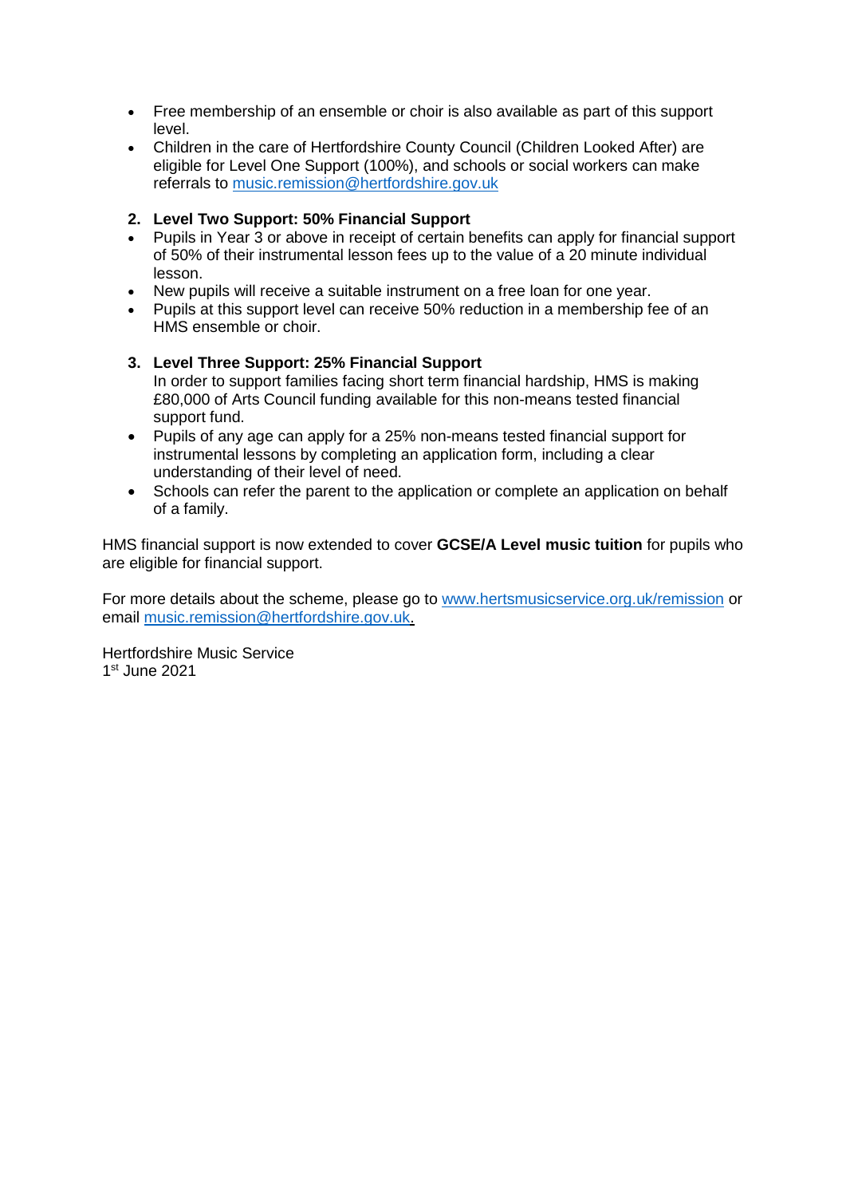- Free membership of an ensemble or choir is also available as part of this support level.
- Children in the care of Hertfordshire County Council (Children Looked After) are eligible for Level One Support (100%), and schools or social workers can make referrals to music.remission@hertfordshire.gov.uk

2. **Level Two Support: 50% Financial Support**

- Pupils in Year 3 or above in receipt of certain benefits can apply for financial support of 50% of their instrumental lesson fees up to the value of a 20 minute individual lesson.
- New pupils will receive a suitable instrument on a free loan for one year.
- Pupils at this support level can receive 50% reduction in a membership fee of an HMS ensemble or choir.

3. **Level Three Support: 25% Financial Support**

   In order to support families facing short term financial hardship, HMS is making £80,000 of Arts Council funding available for this non-means tested financial support fund.

- Pupils of any age can apply for a 25% non-means tested financial support for instrumental lessons by completing an application form, including a clear understanding of their level of need.
- Schools can refer the parent to the application or complete an application on behalf of a family.

HMS financial support is now extended to cover **GCSE/A Level music tuition** for pupils who are eligible for financial support.

For more details about the scheme, please go to www.hertsmusicservice.org.uk/remission or email music.remission@hertfordshire.gov.uk.

Hertfordshire Music Service
1st June 2021